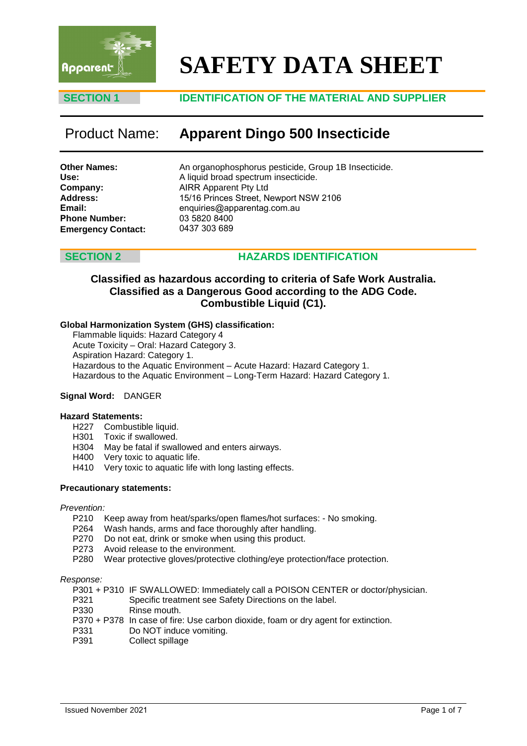# SAFETY DATA SHEET

## SECTION 1 IDENTIFICATION OF THE MATERIAL AND SUPPLIER

**Product Name: Apparent Dingo 500 Insecticide**

**Other Names:** An organophosphorus pesticide, Group 1B Insecticide.
**Use:** A liquid broad spectrum insecticide.
**Company:** AIRR Apparent Pty Ltd
**Address:** 15/16 Princes Street, Newport NSW 2106
**Email:** enquiries@apparentag.com.au
**Phone Number:** 03 5820 8400
**Emergency Contact:** 0437 303 689

## SECTION 2 HAZARDS IDENTIFICATION

**Classified as hazardous according to criteria of Safe Work Australia.**
**Classified as a Dangerous Good according to the ADG Code.**
**Combustible Liquid (C1).**

**Global Harmonization System (GHS) classification:**

Flammable liquids: Hazard Category 4
Acute Toxicity – Oral: Hazard Category 3.
Aspiration Hazard: Category 1.
Hazardous to the Aquatic Environment – Acute Hazard: Hazard Category 1.
Hazardous to the Aquatic Environment – Long-Term Hazard: Hazard Category 1.

**Signal Word:** DANGER

**Hazard Statements:**

H227 Combustible liquid.
H301 Toxic if swallowed.
H304 May be fatal if swallowed and enters airways.
H400 Very toxic to aquatic life.
H410 Very toxic to aquatic life with long lasting effects.

**Precautionary statements:**

*Prevention:*

P210 Keep away from heat/sparks/open flames/hot surfaces: - No smoking.
P264 Wash hands, arms and face thoroughly after handling.
P270 Do not eat, drink or smoke when using this product.
P273 Avoid release to the environment.
P280 Wear protective gloves/protective clothing/eye protection/face protection.

*Response:*

P301 + P310 IF SWALLOWED: Immediately call a POISON CENTER or doctor/physician.
P321 Specific treatment see Safety Directions on the label.
P330 Rinse mouth.
P370 + P378 In case of fire: Use carbon dioxide, foam or dry agent for extinction.
P331 Do NOT induce vomiting.
P391 Collect spillage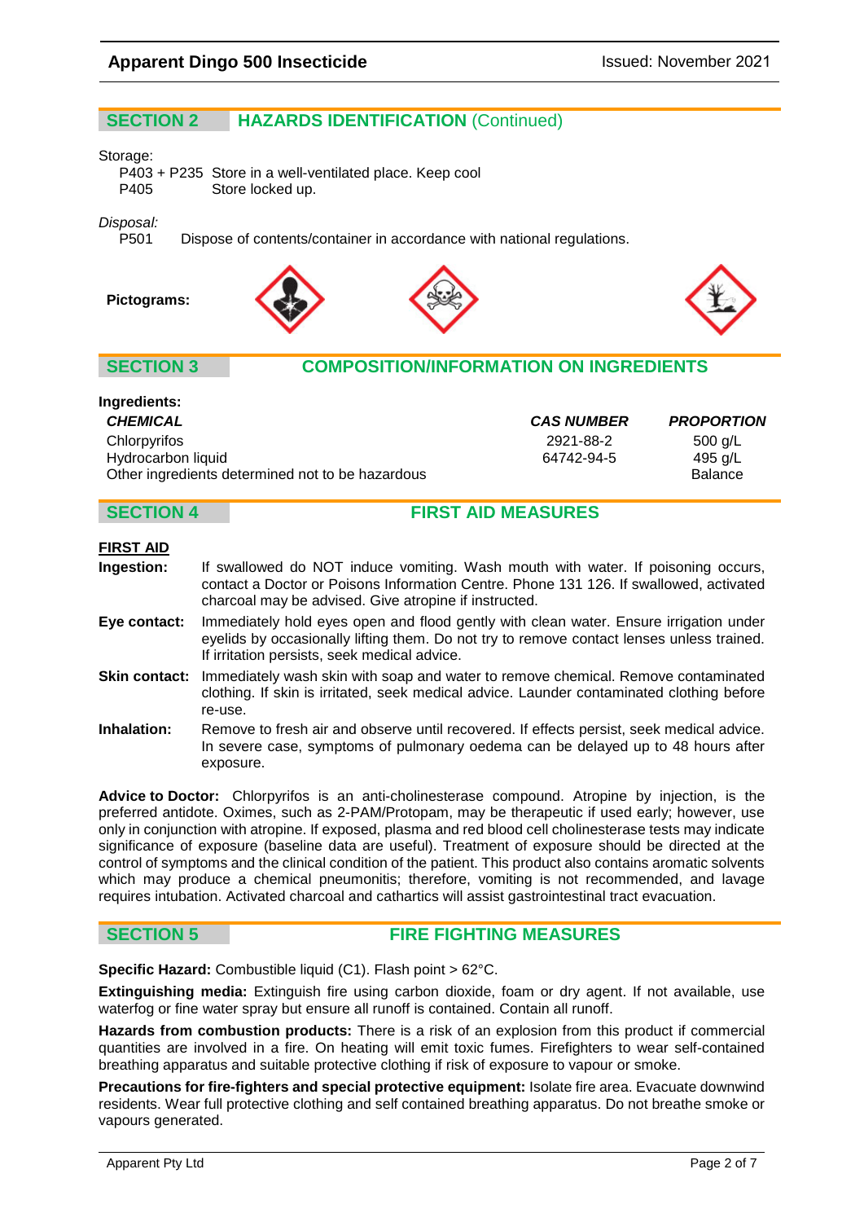## SECTION 2 HAZARDS IDENTIFICATION (Continued)

Storage:

P403 + P235 Store in a well-ventilated place. Keep cool
P405 Store locked up.

*Disposal:*

P501 Dispose of contents/container in accordance with national regulations.

**Pictograms:**

## SECTION 3 COMPOSITION/INFORMATION ON INGREDIENTS

**Ingredients:**

| ***CHEMICAL*** | ***CAS NUMBER*** | ***PROPORTION*** |
|---|---|---|
| Chlorpyrifos | 2921-88-2 | 500 g/L |
| Hydrocarbon liquid | 64742-94-5 | 495 g/L |
| Other ingredients determined not to be hazardous | | Balance |

## SECTION 4 FIRST AID MEASURES

**FIRST AID**

**Ingestion:** If swallowed do NOT induce vomiting. Wash mouth with water. If poisoning occurs, contact a Doctor or Poisons Information Centre. Phone 131 126. If swallowed, activated charcoal may be advised. Give atropine if instructed.

**Eye contact:** Immediately hold eyes open and flood gently with clean water. Ensure irrigation under eyelids by occasionally lifting them. Do not try to remove contact lenses unless trained. If irritation persists, seek medical advice.

**Skin contact:** Immediately wash skin with soap and water to remove chemical. Remove contaminated clothing. If skin is irritated, seek medical advice. Launder contaminated clothing before re-use.

**Inhalation:** Remove to fresh air and observe until recovered. If effects persist, seek medical advice. In severe case, symptoms of pulmonary oedema can be delayed up to 48 hours after exposure.

**Advice to Doctor:** Chlorpyrifos is an anti-cholinesterase compound. Atropine by injection, is the preferred antidote. Oximes, such as 2-PAM/Protopam, may be therapeutic if used early; however, use only in conjunction with atropine. If exposed, plasma and red blood cell cholinesterase tests may indicate significance of exposure (baseline data are useful). Treatment of exposure should be directed at the control of symptoms and the clinical condition of the patient. This product also contains aromatic solvents which may produce a chemical pneumonitis; therefore, vomiting is not recommended, and lavage requires intubation. Activated charcoal and cathartics will assist gastrointestinal tract evacuation.

## SECTION 5 FIRE FIGHTING MEASURES

**Specific Hazard:** Combustible liquid (C1). Flash point > 62°C.

**Extinguishing media:** Extinguish fire using carbon dioxide, foam or dry agent. If not available, use waterfog or fine water spray but ensure all runoff is contained. Contain all runoff.

**Hazards from combustion products:** There is a risk of an explosion from this product if commercial quantities are involved in a fire. On heating will emit toxic fumes. Firefighters to wear self-contained breathing apparatus and suitable protective clothing if risk of exposure to vapour or smoke.

**Precautions for fire-fighters and special protective equipment:** Isolate fire area. Evacuate downwind residents. Wear full protective clothing and self contained breathing apparatus. Do not breathe smoke or vapours generated.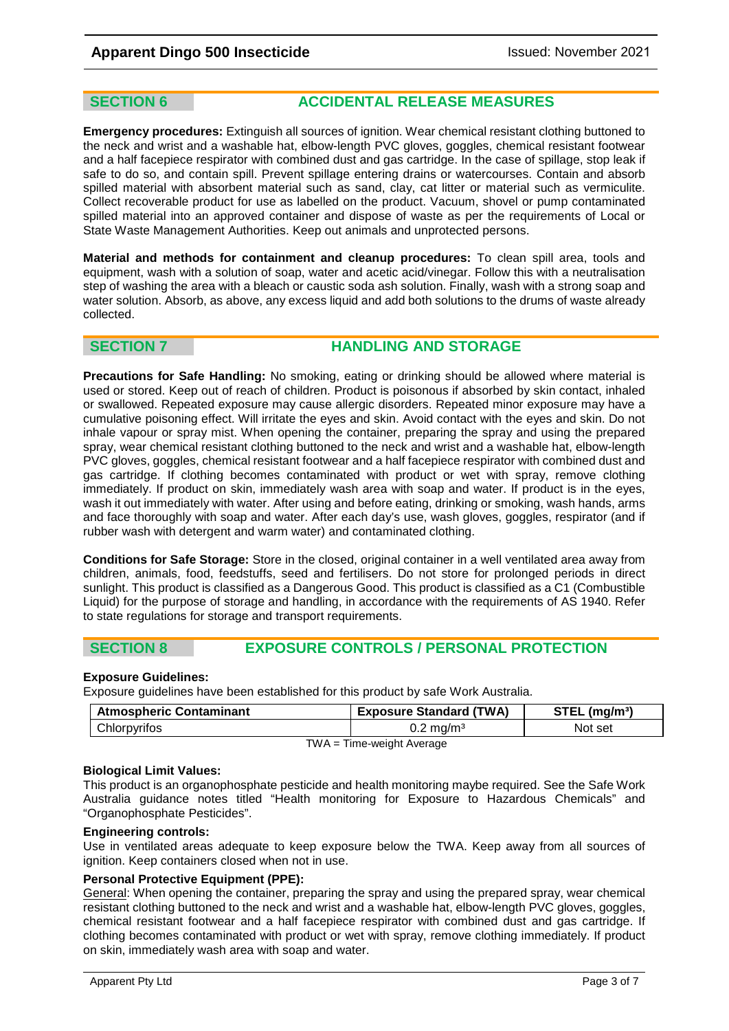## SECTION 6 ACCIDENTAL RELEASE MEASURES

**Emergency procedures:** Extinguish all sources of ignition. Wear chemical resistant clothing buttoned to the neck and wrist and a washable hat, elbow-length PVC gloves, goggles, chemical resistant footwear and a half facepiece respirator with combined dust and gas cartridge. In the case of spillage, stop leak if safe to do so, and contain spill. Prevent spillage entering drains or watercourses. Contain and absorb spilled material with absorbent material such as sand, clay, cat litter or material such as vermiculite. Collect recoverable product for use as labelled on the product. Vacuum, shovel or pump contaminated spilled material into an approved container and dispose of waste as per the requirements of Local or State Waste Management Authorities. Keep out animals and unprotected persons.

**Material and methods for containment and cleanup procedures:** To clean spill area, tools and equipment, wash with a solution of soap, water and acetic acid/vinegar. Follow this with a neutralisation step of washing the area with a bleach or caustic soda ash solution. Finally, wash with a strong soap and water solution. Absorb, as above, any excess liquid and add both solutions to the drums of waste already collected.

## SECTION 7 HANDLING AND STORAGE

**Precautions for Safe Handling:** No smoking, eating or drinking should be allowed where material is used or stored. Keep out of reach of children. Product is poisonous if absorbed by skin contact, inhaled or swallowed. Repeated exposure may cause allergic disorders. Repeated minor exposure may have a cumulative poisoning effect. Will irritate the eyes and skin. Avoid contact with the eyes and skin. Do not inhale vapour or spray mist. When opening the container, preparing the spray and using the prepared spray, wear chemical resistant clothing buttoned to the neck and wrist and a washable hat, elbow-length PVC gloves, goggles, chemical resistant footwear and a half facepiece respirator with combined dust and gas cartridge. If clothing becomes contaminated with product or wet with spray, remove clothing immediately. If product on skin, immediately wash area with soap and water. If product is in the eyes, wash it out immediately with water. After using and before eating, drinking or smoking, wash hands, arms and face thoroughly with soap and water. After each day's use, wash gloves, goggles, respirator (and if rubber wash with detergent and warm water) and contaminated clothing.

**Conditions for Safe Storage:** Store in the closed, original container in a well ventilated area away from children, animals, food, feedstuffs, seed and fertilisers. Do not store for prolonged periods in direct sunlight. This product is classified as a Dangerous Good. This product is classified as a C1 (Combustible Liquid) for the purpose of storage and handling, in accordance with the requirements of AS 1940. Refer to state regulations for storage and transport requirements.

## SECTION 8 EXPOSURE CONTROLS / PERSONAL PROTECTION

**Exposure Guidelines:**

Exposure guidelines have been established for this product by safe Work Australia.

| Atmospheric Contaminant | Exposure Standard (TWA) | STEL (mg/m³) |
|---|---|---|
| Chlorpyrifos | 0.2 mg/m³ | Not set |

TWA = Time-weight Average

**Biological Limit Values:**

This product is an organophosphate pesticide and health monitoring maybe required. See the Safe Work Australia guidance notes titled "Health monitoring for Exposure to Hazardous Chemicals" and "Organophosphate Pesticides".

**Engineering controls:**

Use in ventilated areas adequate to keep exposure below the TWA. Keep away from all sources of ignition. Keep containers closed when not in use.

**Personal Protective Equipment (PPE):**

General: When opening the container, preparing the spray and using the prepared spray, wear chemical resistant clothing buttoned to the neck and wrist and a washable hat, elbow-length PVC gloves, goggles, chemical resistant footwear and a half facepiece respirator with combined dust and gas cartridge. If clothing becomes contaminated with product or wet with spray, remove clothing immediately. If product on skin, immediately wash area with soap and water.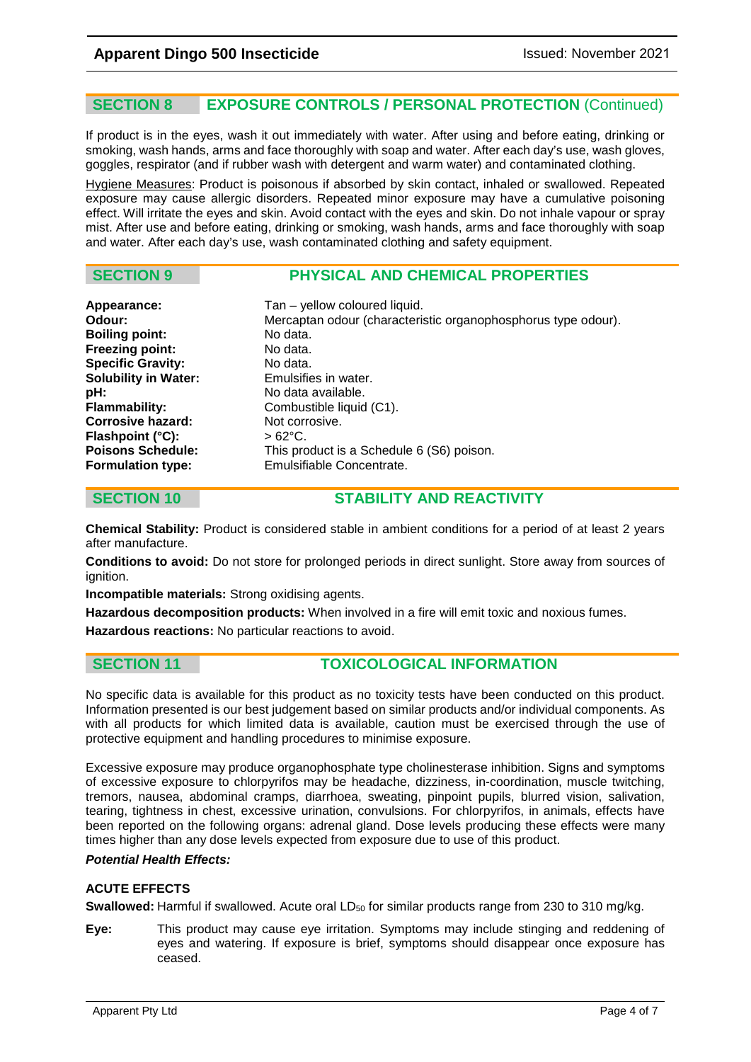## SECTION 8 EXPOSURE CONTROLS / PERSONAL PROTECTION (Continued)

If product is in the eyes, wash it out immediately with water. After using and before eating, drinking or smoking, wash hands, arms and face thoroughly with soap and water. After each day's use, wash gloves, goggles, respirator (and if rubber wash with detergent and warm water) and contaminated clothing.

Hygiene Measures: Product is poisonous if absorbed by skin contact, inhaled or swallowed. Repeated exposure may cause allergic disorders. Repeated minor exposure may have a cumulative poisoning effect. Will irritate the eyes and skin. Avoid contact with the eyes and skin. Do not inhale vapour or spray mist. After use and before eating, drinking or smoking, wash hands, arms and face thoroughly with soap and water. After each day's use, wash contaminated clothing and safety equipment.

## SECTION 9 PHYSICAL AND CHEMICAL PROPERTIES

| | |
|---|---|
| **Appearance:** | Tan – yellow coloured liquid. |
| **Odour:** | Mercaptan odour (characteristic organophosphorus type odour). |
| **Boiling point:** | No data. |
| **Freezing point:** | No data. |
| **Specific Gravity:** | No data. |
| **Solubility in Water:** | Emulsifies in water. |
| **pH:** | No data available. |
| **Flammability:** | Combustible liquid (C1). |
| **Corrosive hazard:** | Not corrosive. |
| **Flashpoint (°C):** | > 62°C. |
| **Poisons Schedule:** | This product is a Schedule 6 (S6) poison. |
| **Formulation type:** | Emulsifiable Concentrate. |

## SECTION 10 STABILITY AND REACTIVITY

**Chemical Stability:** Product is considered stable in ambient conditions for a period of at least 2 years after manufacture.

**Conditions to avoid:** Do not store for prolonged periods in direct sunlight. Store away from sources of ignition.

**Incompatible materials:** Strong oxidising agents.

**Hazardous decomposition products:** When involved in a fire will emit toxic and noxious fumes.

**Hazardous reactions:** No particular reactions to avoid.

## SECTION 11 TOXICOLOGICAL INFORMATION

No specific data is available for this product as no toxicity tests have been conducted on this product. Information presented is our best judgement based on similar products and/or individual components. As with all products for which limited data is available, caution must be exercised through the use of protective equipment and handling procedures to minimise exposure.

Excessive exposure may produce organophosphate type cholinesterase inhibition. Signs and symptoms of excessive exposure to chlorpyrifos may be headache, dizziness, in-coordination, muscle twitching, tremors, nausea, abdominal cramps, diarrhoea, sweating, pinpoint pupils, blurred vision, salivation, tearing, tightness in chest, excessive urination, convulsions. For chlorpyrifos, in animals, effects have been reported on the following organs: adrenal gland. Dose levels producing these effects were many times higher than any dose levels expected from exposure due to use of this product.

***Potential Health Effects:***

### ACUTE EFFECTS

**Swallowed:** Harmful if swallowed. Acute oral $LD_{50}$ for similar products range from 230 to 310 mg/kg.

**Eye:** This product may cause eye irritation. Symptoms may include stinging and reddening of eyes and watering. If exposure is brief, symptoms should disappear once exposure has ceased.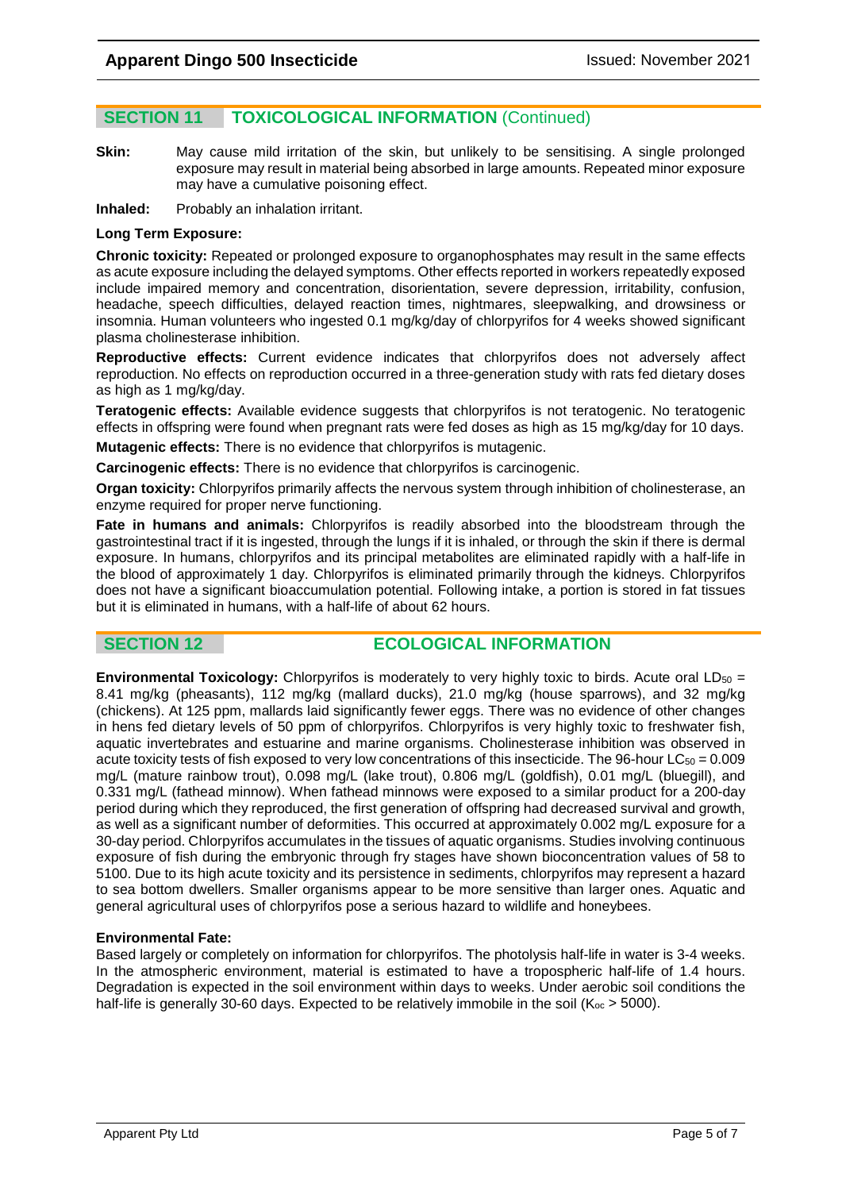## SECTION 11 TOXICOLOGICAL INFORMATION (Continued)

**Skin:** May cause mild irritation of the skin, but unlikely to be sensitising. A single prolonged exposure may result in material being absorbed in large amounts. Repeated minor exposure may have a cumulative poisoning effect.

**Inhaled:** Probably an inhalation irritant.

**Long Term Exposure:**

**Chronic toxicity:** Repeated or prolonged exposure to organophosphates may result in the same effects as acute exposure including the delayed symptoms. Other effects reported in workers repeatedly exposed include impaired memory and concentration, disorientation, severe depression, irritability, confusion, headache, speech difficulties, delayed reaction times, nightmares, sleepwalking, and drowsiness or insomnia. Human volunteers who ingested 0.1 mg/kg/day of chlorpyrifos for 4 weeks showed significant plasma cholinesterase inhibition.

**Reproductive effects:** Current evidence indicates that chlorpyrifos does not adversely affect reproduction. No effects on reproduction occurred in a three-generation study with rats fed dietary doses as high as 1 mg/kg/day.

**Teratogenic effects:** Available evidence suggests that chlorpyrifos is not teratogenic. No teratogenic effects in offspring were found when pregnant rats were fed doses as high as 15 mg/kg/day for 10 days.

**Mutagenic effects:** There is no evidence that chlorpyrifos is mutagenic.

**Carcinogenic effects:** There is no evidence that chlorpyrifos is carcinogenic.

**Organ toxicity:** Chlorpyrifos primarily affects the nervous system through inhibition of cholinesterase, an enzyme required for proper nerve functioning.

**Fate in humans and animals:** Chlorpyrifos is readily absorbed into the bloodstream through the gastrointestinal tract if it is ingested, through the lungs if it is inhaled, or through the skin if there is dermal exposure. In humans, chlorpyrifos and its principal metabolites are eliminated rapidly with a half-life in the blood of approximately 1 day. Chlorpyrifos is eliminated primarily through the kidneys. Chlorpyrifos does not have a significant bioaccumulation potential. Following intake, a portion is stored in fat tissues but it is eliminated in humans, with a half-life of about 62 hours.

## SECTION 12 ECOLOGICAL INFORMATION

**Environmental Toxicology:** Chlorpyrifos is moderately to very highly toxic to birds. Acute oral $LD_{50}$ = 8.41 mg/kg (pheasants), 112 mg/kg (mallard ducks), 21.0 mg/kg (house sparrows), and 32 mg/kg (chickens). At 125 ppm, mallards laid significantly fewer eggs. There was no evidence of other changes in hens fed dietary levels of 50 ppm of chlorpyrifos. Chlorpyrifos is very highly toxic to freshwater fish, aquatic invertebrates and estuarine and marine organisms. Cholinesterase inhibition was observed in acute toxicity tests of fish exposed to very low concentrations of this insecticide. The 96-hour $LC_{50}$ = 0.009 mg/L (mature rainbow trout), 0.098 mg/L (lake trout), 0.806 mg/L (goldfish), 0.01 mg/L (bluegill), and 0.331 mg/L (fathead minnow). When fathead minnows were exposed to a similar product for a 200-day period during which they reproduced, the first generation of offspring had decreased survival and growth, as well as a significant number of deformities. This occurred at approximately 0.002 mg/L exposure for a 30-day period. Chlorpyrifos accumulates in the tissues of aquatic organisms. Studies involving continuous exposure of fish during the embryonic through fry stages have shown bioconcentration values of 58 to 5100. Due to its high acute toxicity and its persistence in sediments, chlorpyrifos may represent a hazard to sea bottom dwellers. Smaller organisms appear to be more sensitive than larger ones. Aquatic and general agricultural uses of chlorpyrifos pose a serious hazard to wildlife and honeybees.

**Environmental Fate:**

Based largely or completely on information for chlorpyrifos. The photolysis half-life in water is 3-4 weeks. In the atmospheric environment, material is estimated to have a tropospheric half-life of 1.4 hours. Degradation is expected in the soil environment within days to weeks. Under aerobic soil conditions the half-life is generally 30-60 days. Expected to be relatively immobile in the soil ($K_{oc}$ > 5000).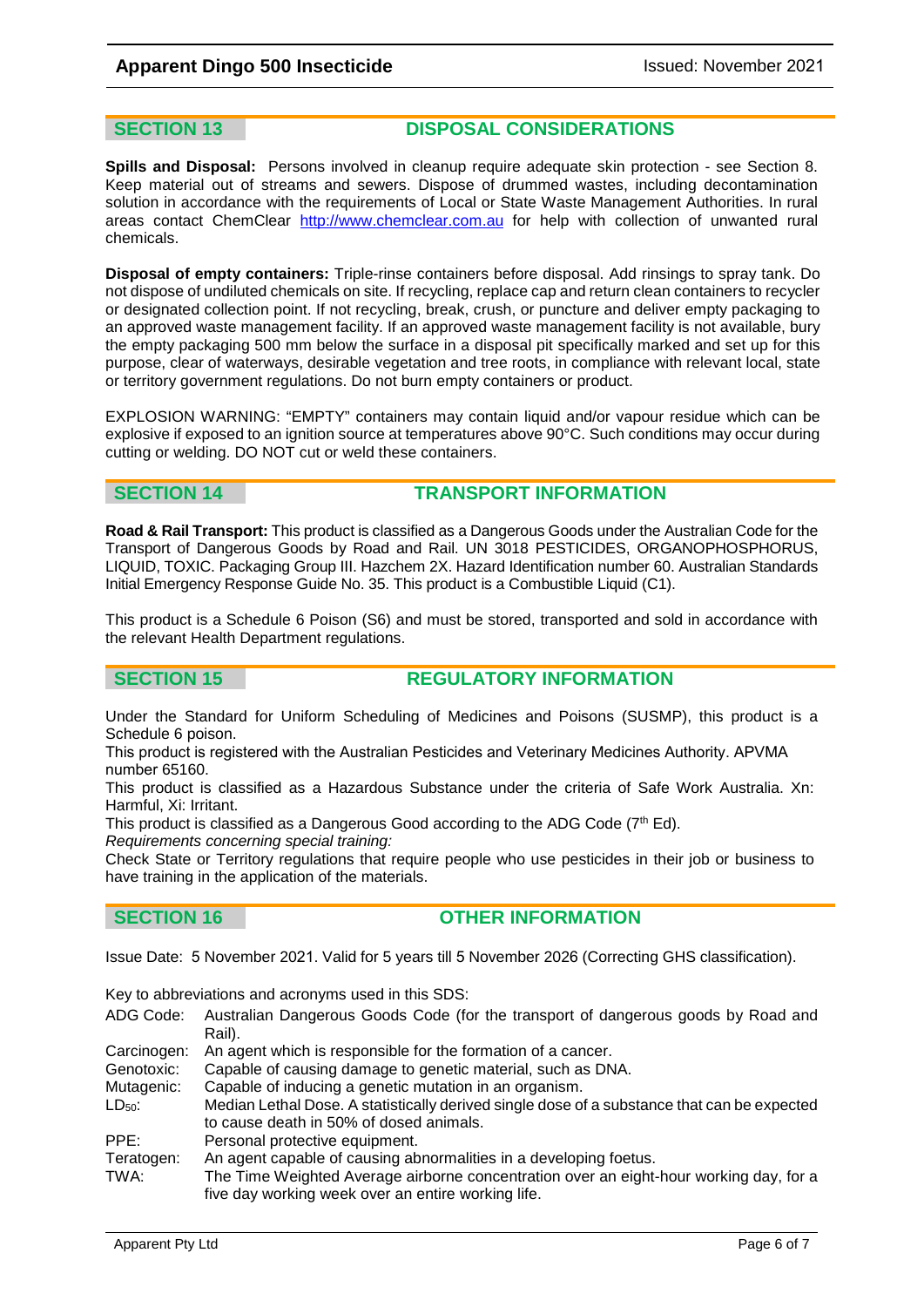## SECTION 13 DISPOSAL CONSIDERATIONS

**Spills and Disposal:** Persons involved in cleanup require adequate skin protection - see Section 8. Keep material out of streams and sewers. Dispose of drummed wastes, including decontamination solution in accordance with the requirements of Local or State Waste Management Authorities. In rural areas contact ChemClear http://www.chemclear.com.au for help with collection of unwanted rural chemicals.

**Disposal of empty containers:** Triple-rinse containers before disposal. Add rinsings to spray tank. Do not dispose of undiluted chemicals on site. If recycling, replace cap and return clean containers to recycler or designated collection point. If not recycling, break, crush, or puncture and deliver empty packaging to an approved waste management facility. If an approved waste management facility is not available, bury the empty packaging 500 mm below the surface in a disposal pit specifically marked and set up for this purpose, clear of waterways, desirable vegetation and tree roots, in compliance with relevant local, state or territory government regulations. Do not burn empty containers or product.

EXPLOSION WARNING: "EMPTY" containers may contain liquid and/or vapour residue which can be explosive if exposed to an ignition source at temperatures above 90°C. Such conditions may occur during cutting or welding. DO NOT cut or weld these containers.

## SECTION 14 TRANSPORT INFORMATION

**Road & Rail Transport:** This product is classified as a Dangerous Goods under the Australian Code for the Transport of Dangerous Goods by Road and Rail. UN 3018 PESTICIDES, ORGANOPHOSPHORUS, LIQUID, TOXIC. Packaging Group III. Hazchem 2X. Hazard Identification number 60. Australian Standards Initial Emergency Response Guide No. 35. This product is a Combustible Liquid (C1).

This product is a Schedule 6 Poison (S6) and must be stored, transported and sold in accordance with the relevant Health Department regulations.

## SECTION 15 REGULATORY INFORMATION

Under the Standard for Uniform Scheduling of Medicines and Poisons (SUSMP), this product is a Schedule 6 poison.
This product is registered with the Australian Pesticides and Veterinary Medicines Authority. APVMA number 65160.
This product is classified as a Hazardous Substance under the criteria of Safe Work Australia. Xn: Harmful, Xi: Irritant.
This product is classified as a Dangerous Good according to the ADG Code (7th Ed).
*Requirements concerning special training:*
Check State or Territory regulations that require people who use pesticides in their job or business to have training in the application of the materials.

## SECTION 16 OTHER INFORMATION

Issue Date: 5 November 2021. Valid for 5 years till 5 November 2026 (Correcting GHS classification).

Key to abbreviations and acronyms used in this SDS:

| | |
|---|---|
| ADG Code: | Australian Dangerous Goods Code (for the transport of dangerous goods by Road and Rail). |
| Carcinogen: | An agent which is responsible for the formation of a cancer. |
| Genotoxic: | Capable of causing damage to genetic material, such as DNA. |
| Mutagenic: | Capable of inducing a genetic mutation in an organism. |
| $LD_{50}$: | Median Lethal Dose. A statistically derived single dose of a substance that can be expected to cause death in 50% of dosed animals. |
| PPE: | Personal protective equipment. |
| Teratogen: | An agent capable of causing abnormalities in a developing foetus. |
| TWA: | The Time Weighted Average airborne concentration over an eight-hour working day, for a five day working week over an entire working life. |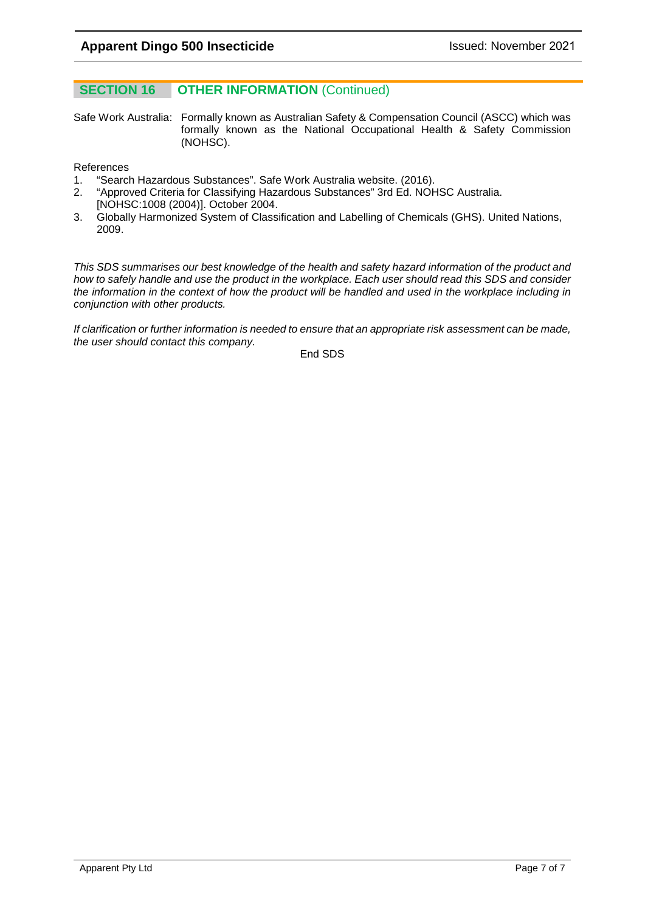## SECTION 16 OTHER INFORMATION (Continued)

Safe Work Australia: Formally known as Australian Safety & Compensation Council (ASCC) which was formally known as the National Occupational Health & Safety Commission (NOHSC).

References

1. “Search Hazardous Substances”. Safe Work Australia website. (2016).
2. “Approved Criteria for Classifying Hazardous Substances” 3rd Ed. NOHSC Australia. [NOHSC:1008 (2004)]. October 2004.
3. Globally Harmonized System of Classification and Labelling of Chemicals (GHS). United Nations, 2009.

*This SDS summarises our best knowledge of the health and safety hazard information of the product and how to safely handle and use the product in the workplace. Each user should read this SDS and consider the information in the context of how the product will be handled and used in the workplace including in conjunction with other products.*

*If clarification or further information is needed to ensure that an appropriate risk assessment can be made, the user should contact this company.*

End SDS